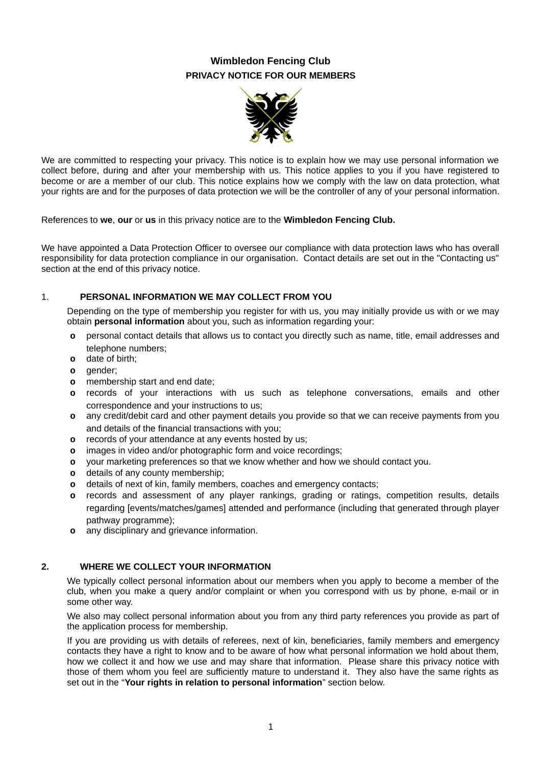# Wimbledon Fencing Club

## PRIVACY NOTICE FOR OUR MEMBERS

We are committed to respecting your privacy. This notice is to explain how we may use personal information we collect before, during and after your membership with us. This notice applies to you if you have registered to become or are a member of our club. This notice explains how we comply with the law on data protection, what your rights are and for the purposes of data protection we will be the controller of any of your personal information.

References to **we**, **our** or **us** in this privacy notice are to the **Wimbledon Fencing Club.**

We have appointed a Data Protection Officer to oversee our compliance with data protection laws who has overall responsibility for data protection compliance in our organisation. Contact details are set out in the "Contacting us" section at the end of this privacy notice.

### 1. PERSONAL INFORMATION WE MAY COLLECT FROM YOU

Depending on the type of membership you register for with us, you may initially provide us with or we may obtain **personal information** about you, such as information regarding your:

- personal contact details that allows us to contact you directly such as name, title, email addresses and telephone numbers;
- date of birth;
- gender;
- membership start and end date;
- records of your interactions with us such as telephone conversations, emails and other correspondence and your instructions to us;
- any credit/debit card and other payment details you provide so that we can receive payments from you and details of the financial transactions with you;
- records of your attendance at any events hosted by us;
- images in video and/or photographic form and voice recordings;
- your marketing preferences so that we know whether and how we should contact you.
- details of any county membership;
- details of next of kin, family members, coaches and emergency contacts;
- records and assessment of any player rankings, grading or ratings, competition results, details regarding [events/matches/games] attended and performance (including that generated through player pathway programme);
- any disciplinary and grievance information.

### 2. WHERE WE COLLECT YOUR INFORMATION

We typically collect personal information about our members when you apply to become a member of the club, when you make a query and/or complaint or when you correspond with us by phone, e-mail or in some other way.

We also may collect personal information about you from any third party references you provide as part of the application process for membership.

If you are providing us with details of referees, next of kin, beneficiaries, family members and emergency contacts they have a right to know and to be aware of how what personal information we hold about them, how we collect it and how we use and may share that information. Please share this privacy notice with those of them whom you feel are sufficiently mature to understand it. They also have the same rights as set out in the "**Your rights in relation to personal information**" section below.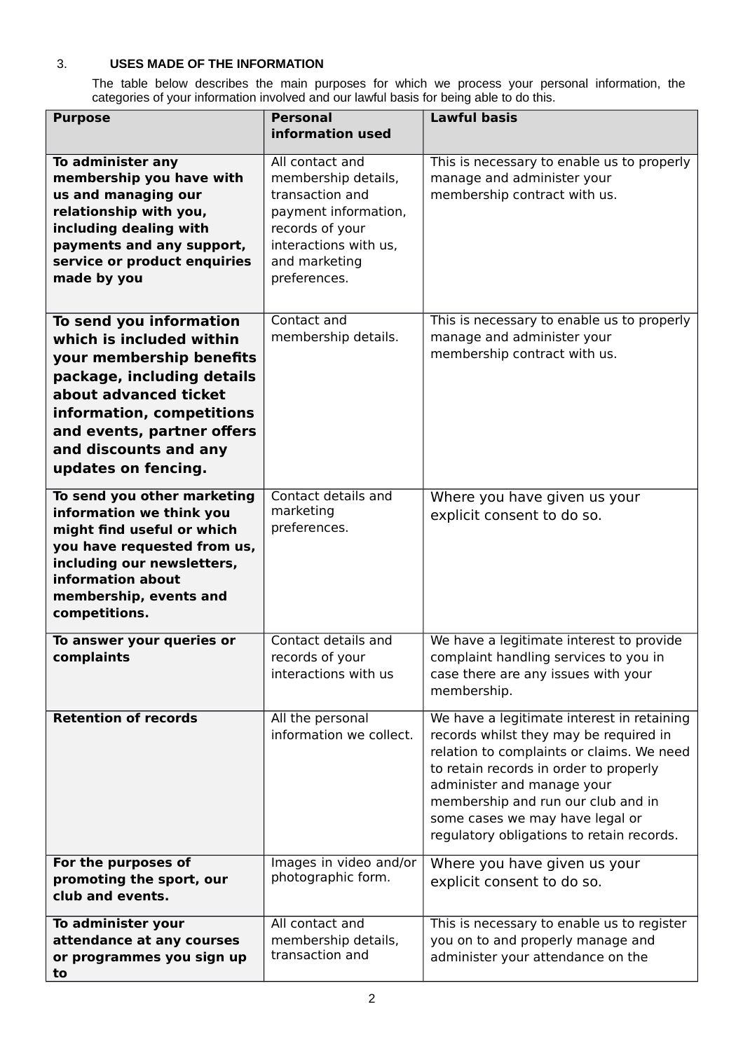## 3. USES MADE OF THE INFORMATION

The table below describes the main purposes for which we process your personal information, the categories of your information involved and our lawful basis for being able to do this.

| Purpose | Personal information used | Lawful basis |
|---|---|---|
| **To administer any membership you have with us and managing our relationship with you, including dealing with payments and any support, service or product enquiries made by you** | All contact and membership details, transaction and payment information, records of your interactions with us, and marketing preferences. | This is necessary to enable us to properly manage and administer your membership contract with us. |
| **To send you information which is included within your membership benefits package, including details about advanced ticket information, competitions and events, partner offers and discounts and any updates on fencing.** | Contact and membership details. | This is necessary to enable us to properly manage and administer your membership contract with us. |
| **To send you other marketing information we think you might find useful or which you have requested from us, including our newsletters, information about membership, events and competitions.** | Contact details and marketing preferences. | Where you have given us your explicit consent to do so. |
| **To answer your queries or complaints** | Contact details and records of your interactions with us | We have a legitimate interest to provide complaint handling services to you in case there are any issues with your membership. |
| **Retention of records** | All the personal information we collect. | We have a legitimate interest in retaining records whilst they may be required in relation to complaints or claims. We need to retain records in order to properly administer and manage your membership and run our club and in some cases we may have legal or regulatory obligations to retain records. |
| **For the purposes of promoting the sport, our club and events.** | Images in video and/or photographic form. | Where you have given us your explicit consent to do so. |
| **To administer your attendance at any courses or programmes you sign up to** | All contact and membership details, transaction and | This is necessary to enable us to register you on to and properly manage and administer your attendance on the |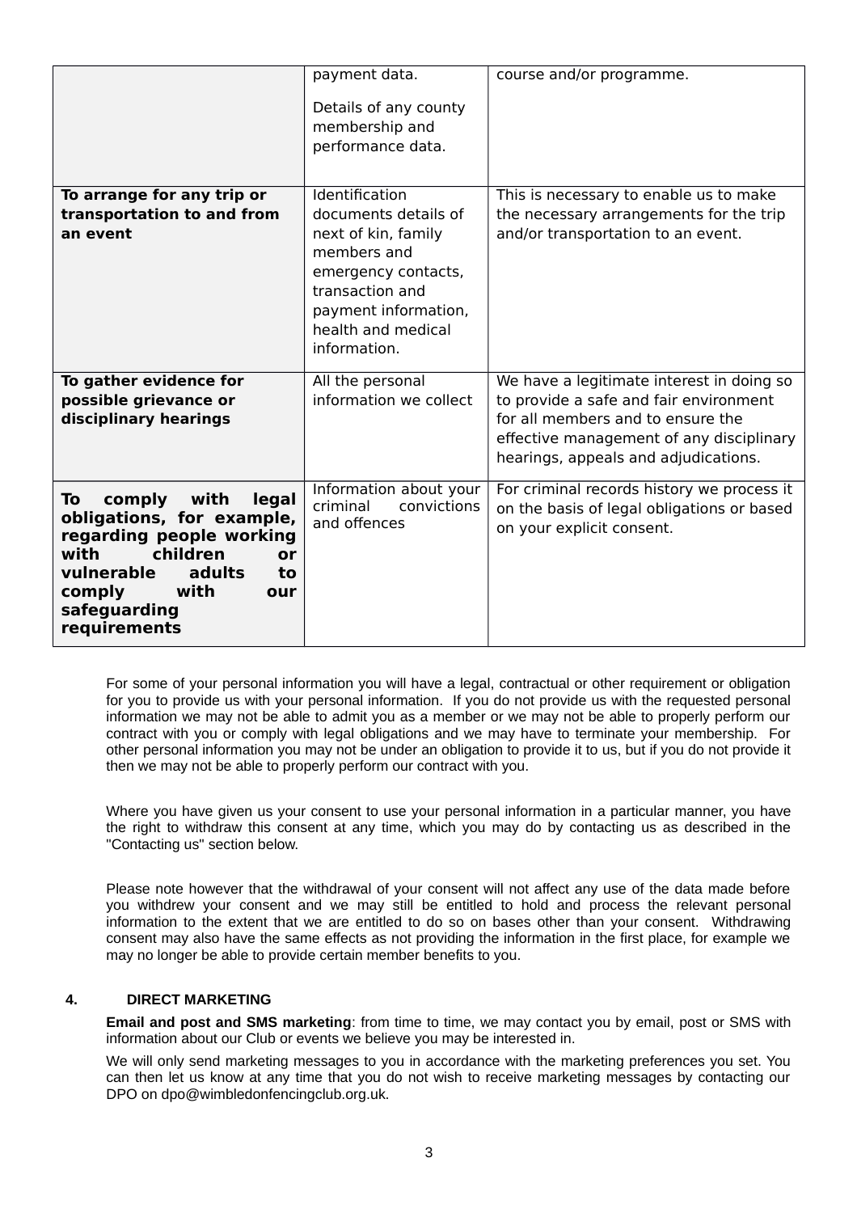| | | |
|---|---|---|
| | payment data.<br><br>Details of any county membership and performance data. | course and/or programme. |
| **To arrange for any trip or transportation to and from an event** | Identification documents details of next of kin, family members and emergency contacts, transaction and payment information, health and medical information. | This is necessary to enable us to make the necessary arrangements for the trip and/or transportation to an event. |
| **To gather evidence for possible grievance or disciplinary hearings** | All the personal information we collect | We have a legitimate interest in doing so to provide a safe and fair environment for all members and to ensure the effective management of any disciplinary hearings, appeals and adjudications. |
| **To comply with legal obligations, for example, regarding people working with children or vulnerable adults to comply with our safeguarding requirements** | Information about your criminal convictions and offences | For criminal records history we process it on the basis of legal obligations or based on your explicit consent. |

For some of your personal information you will have a legal, contractual or other requirement or obligation for you to provide us with your personal information. If you do not provide us with the requested personal information we may not be able to admit you as a member or we may not be able to properly perform our contract with you or comply with legal obligations and we may have to terminate your membership. For other personal information you may not be under an obligation to provide it to us, but if you do not provide it then we may not be able to properly perform our contract with you.

Where you have given us your consent to use your personal information in a particular manner, you have the right to withdraw this consent at any time, which you may do by contacting us as described in the "Contacting us" section below.

Please note however that the withdrawal of your consent will not affect any use of the data made before you withdrew your consent and we may still be entitled to hold and process the relevant personal information to the extent that we are entitled to do so on bases other than your consent. Withdrawing consent may also have the same effects as not providing the information in the first place, for example we may no longer be able to provide certain member benefits to you.

## 4. DIRECT MARKETING

**Email and post and SMS marketing**: from time to time, we may contact you by email, post or SMS with information about our Club or events we believe you may be interested in.

We will only send marketing messages to you in accordance with the marketing preferences you set. You can then let us know at any time that you do not wish to receive marketing messages by contacting our DPO on dpo@wimbledonfencingclub.org.uk.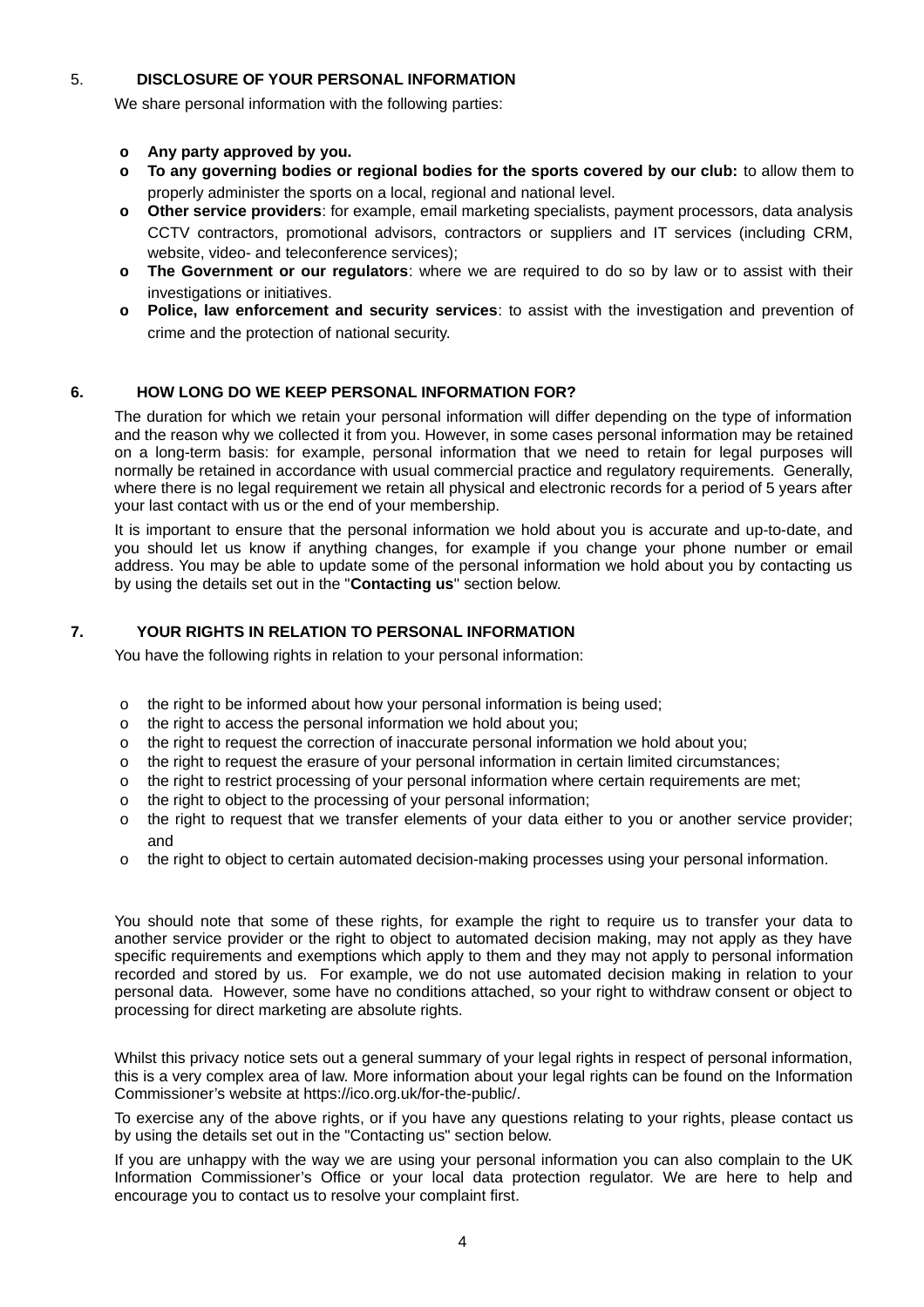## 5. DISCLOSURE OF YOUR PERSONAL INFORMATION

We share personal information with the following parties:

- **Any party approved by you.**
- **To any governing bodies or regional bodies for the sports covered by our club:** to allow them to properly administer the sports on a local, regional and national level.
- **Other service providers**: for example, email marketing specialists, payment processors, data analysis CCTV contractors, promotional advisors, contractors or suppliers and IT services (including CRM, website, video- and teleconference services);
- **The Government or our regulators**: where we are required to do so by law or to assist with their investigations or initiatives.
- **Police, law enforcement and security services**: to assist with the investigation and prevention of crime and the protection of national security.

## 6. HOW LONG DO WE KEEP PERSONAL INFORMATION FOR?

The duration for which we retain your personal information will differ depending on the type of information and the reason why we collected it from you. However, in some cases personal information may be retained on a long-term basis: for example, personal information that we need to retain for legal purposes will normally be retained in accordance with usual commercial practice and regulatory requirements. Generally, where there is no legal requirement we retain all physical and electronic records for a period of 5 years after your last contact with us or the end of your membership.

It is important to ensure that the personal information we hold about you is accurate and up-to-date, and you should let us know if anything changes, for example if you change your phone number or email address. You may be able to update some of the personal information we hold about you by contacting us by using the details set out in the "**Contacting us**" section below.

## 7. YOUR RIGHTS IN RELATION TO PERSONAL INFORMATION

You have the following rights in relation to your personal information:

- the right to be informed about how your personal information is being used;
- the right to access the personal information we hold about you;
- the right to request the correction of inaccurate personal information we hold about you;
- the right to request the erasure of your personal information in certain limited circumstances;
- the right to restrict processing of your personal information where certain requirements are met;
- the right to object to the processing of your personal information;
- the right to request that we transfer elements of your data either to you or another service provider; and
- the right to object to certain automated decision-making processes using your personal information.

You should note that some of these rights, for example the right to require us to transfer your data to another service provider or the right to object to automated decision making, may not apply as they have specific requirements and exemptions which apply to them and they may not apply to personal information recorded and stored by us. For example, we do not use automated decision making in relation to your personal data. However, some have no conditions attached, so your right to withdraw consent or object to processing for direct marketing are absolute rights.

Whilst this privacy notice sets out a general summary of your legal rights in respect of personal information, this is a very complex area of law. More information about your legal rights can be found on the Information Commissioner's website at https://ico.org.uk/for-the-public/.

To exercise any of the above rights, or if you have any questions relating to your rights, please contact us by using the details set out in the "Contacting us" section below.

If you are unhappy with the way we are using your personal information you can also complain to the UK Information Commissioner's Office or your local data protection regulator. We are here to help and encourage you to contact us to resolve your complaint first.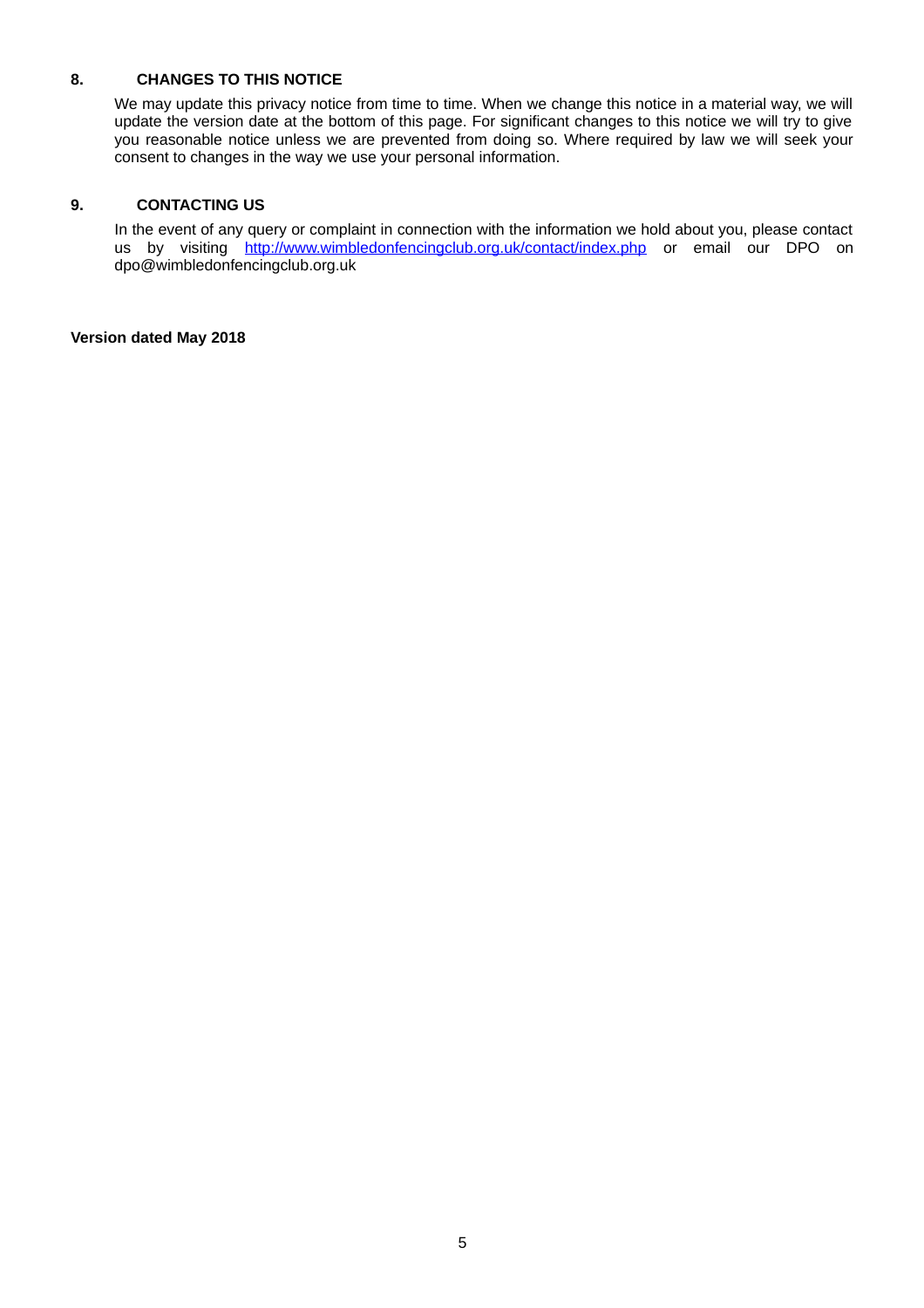## 8. CHANGES TO THIS NOTICE

We may update this privacy notice from time to time. When we change this notice in a material way, we will update the version date at the bottom of this page. For significant changes to this notice we will try to give you reasonable notice unless we are prevented from doing so. Where required by law we will seek your consent to changes in the way we use your personal information.

## 9. CONTACTING US

In the event of any query or complaint in connection with the information we hold about you, please contact us by visiting http://www.wimbledonfencingclub.org.uk/contact/index.php or email our DPO on dpo@wimbledonfencingclub.org.uk

**Version dated May 2018**